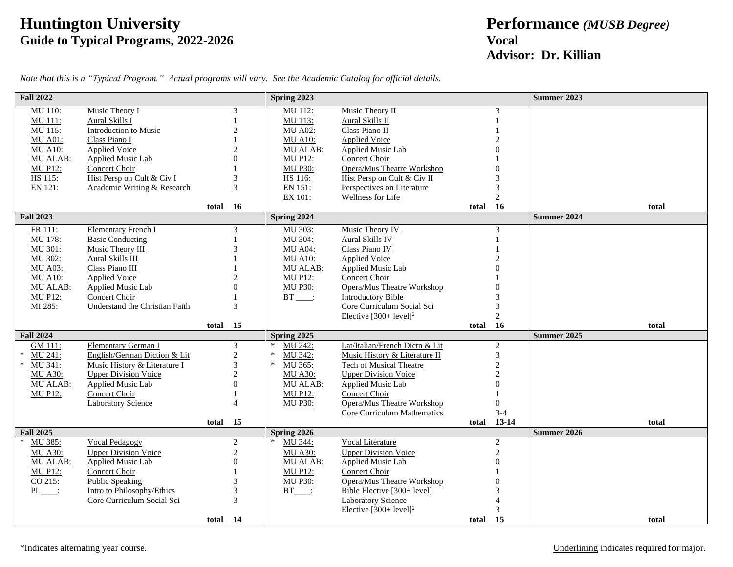# Huntington University

## Guide to Typical Programs, 2022-2026

# Performance *(MUSB Degree)*

## Vocal

## Advisor: Dr. Killian

*Note that this is a "Typical Program." Actual programs will vary. See the Academic Catalog for official details.*

### Fall 2022

| | Course | Title | Credits |
|---|---|---|---|
| | MU 110: | Music Theory I | 3 |
| | MU 111: | Aural Skills I | 1 |
| | MU 115: | Introduction to Music | 2 |
| | MU A01: | Class Piano I | 1 |
| | MU A10: | Applied Voice | 2 |
| | MU ALAB: | Applied Music Lab | 0 |
| | MU P12: | Concert Choir | 1 |
| | HS 115: | Hist Persp on Cult & Civ I | 3 |
| | EN 121: | Academic Writing & Research | 3 |
| | | **total** | **16** |

### Spring 2023

| | Course | Title | Credits |
|---|---|---|---|
| | MU 112: | Music Theory II | 3 |
| | MU 113: | Aural Skills II | 1 |
| | MU A02: | Class Piano II | 1 |
| | MU A10: | Applied Voice | 2 |
| | MU ALAB: | Applied Music Lab | 0 |
| | MU P12: | Concert Choir | 1 |
| | MU P30: | Opera/Mus Theatre Workshop | 0 |
| | HS 116: | Hist Persp on Cult & Civ II | 3 |
| | EN 151: | Perspectives on Literature | 3 |
| | EX 101: | Wellness for Life | 2 |
| | | **total** | **16** |

### Summer 2023

| | Course | Title | Credits |
|---|---|---|---|
| | | **total** | |

### Fall 2023

| | Course | Title | Credits |
|---|---|---|---|
| | FR 111: | Elementary French I | 3 |
| | MU 178: | Basic Conducting | 1 |
| | MU 301: | Music Theory III | 3 |
| | MU 302: | Aural Skills III | 1 |
| | MU A03: | Class Piano III | 1 |
| | MU A10: | Applied Voice | 2 |
| | MU ALAB: | Applied Music Lab | 0 |
| | MU P12: | Concert Choir | 1 |
| | MI 285: | Understand the Christian Faith | 3 |
| | | **total** | **15** |

### Spring 2024

| | Course | Title | Credits |
|---|---|---|---|
| | MU 303: | Music Theory IV | 3 |
| | MU 304: | Aural Skills IV | 1 |
| | MU A04: | Class Piano IV | 1 |
| | MU A10: | Applied Voice | 2 |
| | MU ALAB: | Applied Music Lab | 0 |
| | MU P12: | Concert Choir | 1 |
| | MU P30: | Opera/Mus Theatre Workshop | 0 |
| | BT ____: | Introductory Bible | 3 |
| | | Core Curriculum Social Sci | 3 |
| | | Elective [300+ level][2] | 2 |
| | | **total** | **16** |

### Summer 2024

| | Course | Title | Credits |
|---|---|---|---|
| | | **total** | |

### Fall 2024

| | Course | Title | Credits |
|---|---|---|---|
| | GM 111: | Elementary German I | 3 |
| * | MU 241: | English/German Diction & Lit | 2 |
| * | MU 341: | Music History & Literature I | 3 |
| | MU A30: | Upper Division Voice | 2 |
| | MU ALAB: | Applied Music Lab | 0 |
| | MU P12: | Concert Choir | 1 |
| | | Laboratory Science | 4 |
| | | **total** | **15** |

### Spring 2025

| | Course | Title | Credits |
|---|---|---|---|
| * | MU 242: | Lat/Italian/French Dictn & Lit | 2 |
| * | MU 342: | Music History & Literature II | 3 |
| * | MU 365: | Tech of Musical Theatre | 2 |
| | MU A30: | Upper Division Voice | 2 |
| | MU ALAB: | Applied Music Lab | 0 |
| | MU P12: | Concert Choir | 1 |
| | MU P30: | Opera/Mus Theatre Workshop | 0 |
| | | Core Curriculum Mathematics | 3-4 |
| | | **total** | **13-14** |

### Summer 2025

| | Course | Title | Credits |
|---|---|---|---|
| | | **total** | |

### Fall 2025

| | Course | Title | Credits |
|---|---|---|---|
| * | MU 385: | Vocal Pedagogy | 2 |
| | MU A30: | Upper Division Voice | 2 |
| | MU ALAB: | Applied Music Lab | 0 |
| | MU P12: | Concert Choir | 1 |
| | CO 215: | Public Speaking | 3 |
| | PL____: | Intro to Philosophy/Ethics | 3 |
| | | Core Curriculum Social Sci | 3 |
| | | **total** | **14** |

### Spring 2026

| | Course | Title | Credits |
|---|---|---|---|
| * | MU 344: | Vocal Literature | 2 |
| | MU A30: | Upper Division Voice | 2 |
| | MU ALAB: | Applied Music Lab | 0 |
| | MU P12: | Concert Choir | 1 |
| | MU P30: | Opera/Mus Theatre Workshop | 0 |
| | BT____: | Bible Elective [300+ level] | 3 |
| | | Laboratory Science | 4 |
| | | Elective [300+ level][2] | 3 |
| | | **total** | **15** |

### Summer 2026

| | Course | Title | Credits |
|---|---|---|---|
| | | **total** | |

*Indicates alternating year course.

Underlining indicates required for major.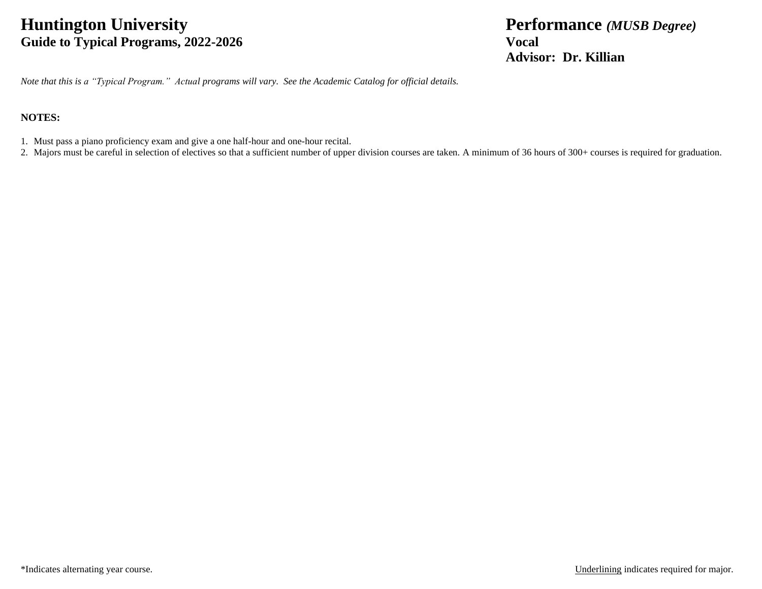*Note that this is a "Typical Program." Actual programs will vary. See the Academic Catalog for official details.*

**NOTES:**

1. Must pass a piano proficiency exam and give a one half-hour and one-hour recital.
2. Majors must be careful in selection of electives so that a sufficient number of upper division courses are taken. A minimum of 36 hours of 300+ courses is required for graduation.